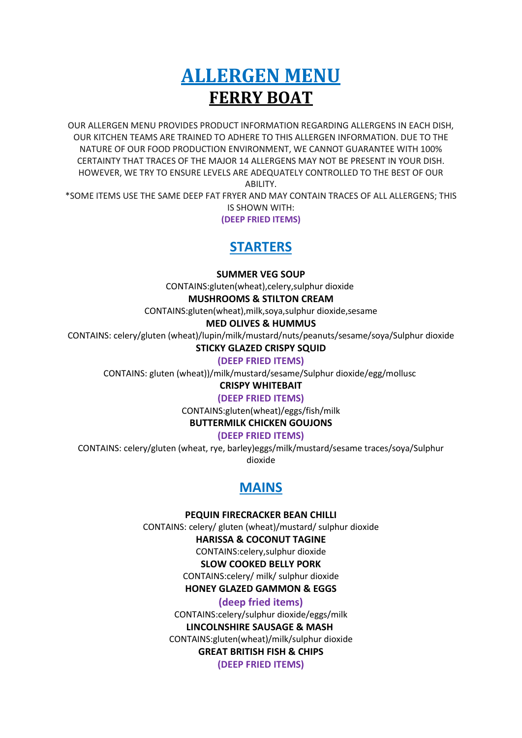# ALLERGEN MENU

# FERRY BOAT

OUR ALLERGEN MENU PROVIDES PRODUCT INFORMATION REGARDING ALLERGENS IN EACH DISH, OUR KITCHEN TEAMS ARE TRAINED TO ADHERE TO THIS ALLERGEN INFORMATION. DUE TO THE NATURE OF OUR FOOD PRODUCTION ENVIRONMENT, WE CANNOT GUARANTEE WITH 100% CERTAINTY THAT TRACES OF THE MAJOR 14 ALLERGENS MAY NOT BE PRESENT IN YOUR DISH. HOWEVER, WE TRY TO ENSURE LEVELS ARE ADEQUATELY CONTROLLED TO THE BEST OF OUR ABILITY.

*SOME ITEMS USE THE SAME DEEP FAT FRYER AND MAY CONTAIN TRACES OF ALL ALLERGENS; THIS IS SHOWN WITH:

**(DEEP FRIED ITEMS)**

## STARTERS

**SUMMER VEG SOUP**

CONTAINS:gluten(wheat),celery,sulphur dioxide

**MUSHROOMS & STILTON CREAM**

CONTAINS:gluten(wheat),milk,soya,sulphur dioxide,sesame

**MED OLIVES & HUMMUS**

CONTAINS: celery/gluten (wheat)/lupin/milk/mustard/nuts/peanuts/sesame/soya/Sulphur dioxide

**STICKY GLAZED CRISPY SQUID**

**(DEEP FRIED ITEMS)**

CONTAINS: gluten (wheat))/milk/mustard/sesame/Sulphur dioxide/egg/mollusc

**CRISPY WHITEBAIT**

**(DEEP FRIED ITEMS)**

CONTAINS:gluten(wheat)/eggs/fish/milk

**BUTTERMILK CHICKEN GOUJONS**

**(DEEP FRIED ITEMS)**

CONTAINS: celery/gluten (wheat, rye, barley)eggs/milk/mustard/sesame traces/soya/Sulphur dioxide

## MAINS

**PEQUIN FIRECRACKER BEAN CHILLI**

CONTAINS: celery/ gluten (wheat)/mustard/ sulphur dioxide

**HARISSA & COCONUT TAGINE**

CONTAINS:celery,sulphur dioxide

**SLOW COOKED BELLY PORK**

CONTAINS:celery/ milk/ sulphur dioxide

**HONEY GLAZED GAMMON & EGGS**

**(deep fried items)**

CONTAINS:celery/sulphur dioxide/eggs/milk

**LINCOLNSHIRE SAUSAGE & MASH**

CONTAINS:gluten(wheat)/milk/sulphur dioxide

**GREAT BRITISH FISH & CHIPS**

**(DEEP FRIED ITEMS)**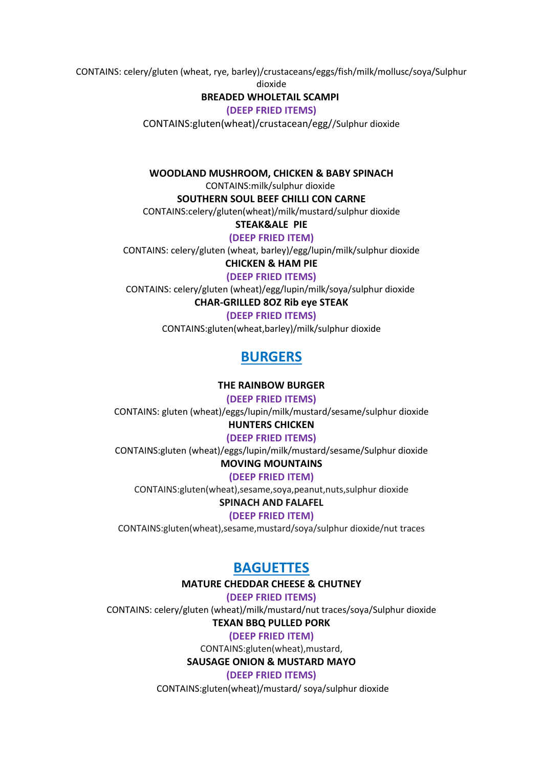CONTAINS: celery/gluten (wheat, rye, barley)/crustaceans/eggs/fish/milk/mollusc/soya/Sulphur dioxide

**BREADED WHOLETAIL SCAMPI**

**(DEEP FRIED ITEMS)**

CONTAINS:gluten(wheat)/crustacean/egg//Sulphur dioxide

**WOODLAND MUSHROOM, CHICKEN & BABY SPINACH**

CONTAINS:milk/sulphur dioxide

**SOUTHERN SOUL BEEF CHILLI CON CARNE**

CONTAINS:celery/gluten(wheat)/milk/mustard/sulphur dioxide

**STEAK&ALE PIE**

**(DEEP FRIED ITEM)**

CONTAINS: celery/gluten (wheat, barley)/egg/lupin/milk/sulphur dioxide

**CHICKEN & HAM PIE**

**(DEEP FRIED ITEMS)**

CONTAINS: celery/gluten (wheat)/egg/lupin/milk/soya/sulphur dioxide

**CHAR-GRILLED 8OZ Rib eye STEAK**

**(DEEP FRIED ITEMS)**

CONTAINS:gluten(wheat,barley)/milk/sulphur dioxide

## BURGERS

**THE RAINBOW BURGER**

**(DEEP FRIED ITEMS)**

CONTAINS: gluten (wheat)/eggs/lupin/milk/mustard/sesame/sulphur dioxide

**HUNTERS CHICKEN**

**(DEEP FRIED ITEMS)**

CONTAINS:gluten (wheat)/eggs/lupin/milk/mustard/sesame/Sulphur dioxide

**MOVING MOUNTAINS**

**(DEEP FRIED ITEM)**

CONTAINS:gluten(wheat),sesame,soya,peanut,nuts,sulphur dioxide

**SPINACH AND FALAFEL**

**(DEEP FRIED ITEM)**

CONTAINS:gluten(wheat),sesame,mustard/soya/sulphur dioxide/nut traces

## BAGUETTES

**MATURE CHEDDAR CHEESE & CHUTNEY**

**(DEEP FRIED ITEMS)**

CONTAINS: celery/gluten (wheat)/milk/mustard/nut traces/soya/Sulphur dioxide

**TEXAN BBQ PULLED PORK**

**(DEEP FRIED ITEM)**

CONTAINS:gluten(wheat),mustard,

**SAUSAGE ONION & MUSTARD MAYO**

**(DEEP FRIED ITEMS)**

CONTAINS:gluten(wheat)/mustard/ soya/sulphur dioxide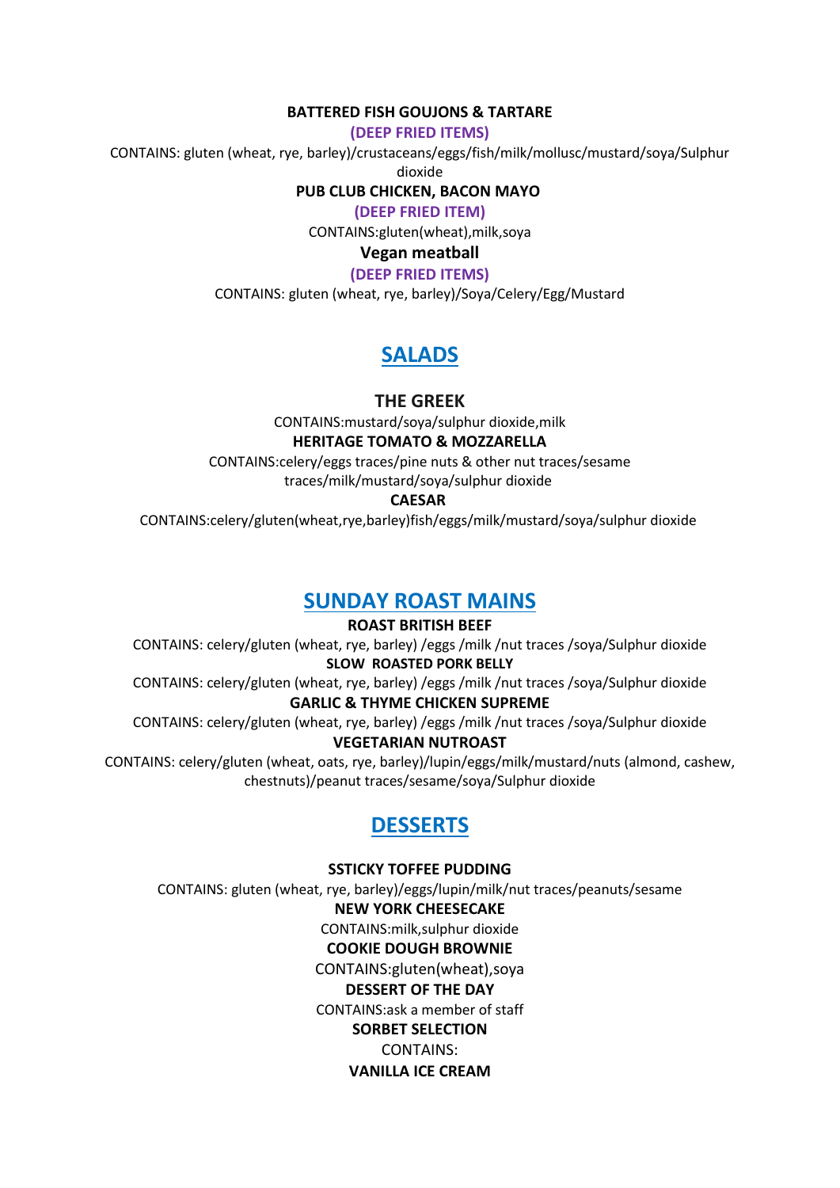**BATTERED FISH GOUJONS & TARTARE**

**(DEEP FRIED ITEMS)**

CONTAINS: gluten (wheat, rye, barley)/crustaceans/eggs/fish/milk/mollusc/mustard/soya/Sulphur dioxide

**PUB CLUB CHICKEN, BACON MAYO**

**(DEEP FRIED ITEM)**

CONTAINS:gluten(wheat),milk,soya

**Vegan meatball**

**(DEEP FRIED ITEMS)**

CONTAINS: gluten (wheat, rye, barley)/Soya/Celery/Egg/Mustard

## SALADS

**THE GREEK**

CONTAINS:mustard/soya/sulphur dioxide,milk

**HERITAGE TOMATO & MOZZARELLA**

CONTAINS:celery/eggs traces/pine nuts & other nut traces/sesame traces/milk/mustard/soya/sulphur dioxide

**CAESAR**

CONTAINS:celery/gluten(wheat,rye,barley)fish/eggs/milk/mustard/soya/sulphur dioxide

## SUNDAY ROAST MAINS

**ROAST BRITISH BEEF**

CONTAINS: celery/gluten (wheat, rye, barley) /eggs /milk /nut traces /soya/Sulphur dioxide

**SLOW ROASTED PORK BELLY**

CONTAINS: celery/gluten (wheat, rye, barley) /eggs /milk /nut traces /soya/Sulphur dioxide

**GARLIC & THYME CHICKEN SUPREME**

CONTAINS: celery/gluten (wheat, rye, barley) /eggs /milk /nut traces /soya/Sulphur dioxide

**VEGETARIAN NUTROAST**

CONTAINS: celery/gluten (wheat, oats, rye, barley)/lupin/eggs/milk/mustard/nuts (almond, cashew, chestnuts)/peanut traces/sesame/soya/Sulphur dioxide

## DESSERTS

**SSTICKY TOFFEE PUDDING**

CONTAINS: gluten (wheat, rye, barley)/eggs/lupin/milk/nut traces/peanuts/sesame

**NEW YORK CHEESECAKE**

CONTAINS:milk,sulphur dioxide

**COOKIE DOUGH BROWNIE**

CONTAINS:gluten(wheat),soya

**DESSERT OF THE DAY**

CONTAINS:ask a member of staff

**SORBET SELECTION**

CONTAINS:

**VANILLA ICE CREAM**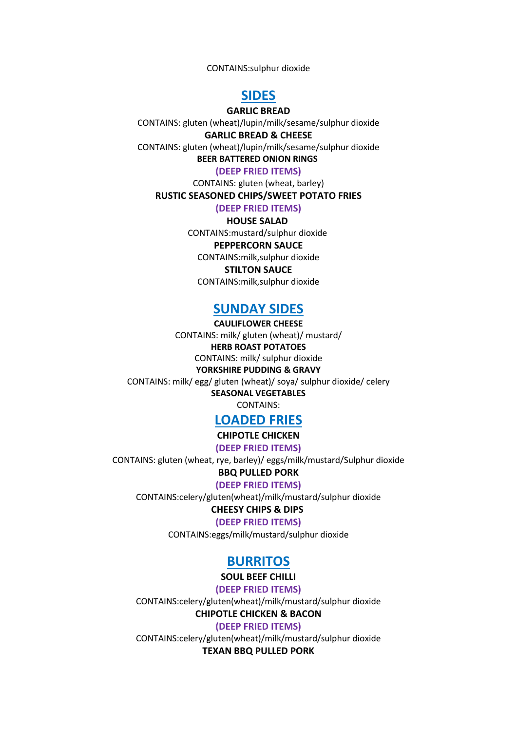CONTAINS:sulphur dioxide

## SIDES

**GARLIC BREAD**

CONTAINS: gluten (wheat)/lupin/milk/sesame/sulphur dioxide

**GARLIC BREAD & CHEESE**

CONTAINS: gluten (wheat)/lupin/milk/sesame/sulphur dioxide

**BEER BATTERED ONION RINGS**

**(DEEP FRIED ITEMS)**

CONTAINS: gluten (wheat, barley)

**RUSTIC SEASONED CHIPS/SWEET POTATO FRIES**

**(DEEP FRIED ITEMS)**

**HOUSE SALAD**

CONTAINS:mustard/sulphur dioxide

**PEPPERCORN SAUCE**

CONTAINS:milk,sulphur dioxide

**STILTON SAUCE**

CONTAINS:milk,sulphur dioxide

## SUNDAY SIDES

**CAULIFLOWER CHEESE**

CONTAINS: milk/ gluten (wheat)/ mustard/

**HERB ROAST POTATOES**

CONTAINS: milk/ sulphur dioxide

**YORKSHIRE PUDDING & GRAVY**

CONTAINS: milk/ egg/ gluten (wheat)/ soya/ sulphur dioxide/ celery

**SEASONAL VEGETABLES**

CONTAINS:

## LOADED FRIES

**CHIPOTLE CHICKEN**

**(DEEP FRIED ITEMS)**

CONTAINS: gluten (wheat, rye, barley)/ eggs/milk/mustard/Sulphur dioxide

**BBQ PULLED PORK**

**(DEEP FRIED ITEMS)**

CONTAINS:celery/gluten(wheat)/milk/mustard/sulphur dioxide

**CHEESY CHIPS & DIPS**

**(DEEP FRIED ITEMS)**

CONTAINS:eggs/milk/mustard/sulphur dioxide

## BURRITOS

**SOUL BEEF CHILLI**

**(DEEP FRIED ITEMS)**

CONTAINS:celery/gluten(wheat)/milk/mustard/sulphur dioxide

**CHIPOTLE CHICKEN & BACON**

**(DEEP FRIED ITEMS)**

CONTAINS:celery/gluten(wheat)/milk/mustard/sulphur dioxide

**TEXAN BBQ PULLED PORK**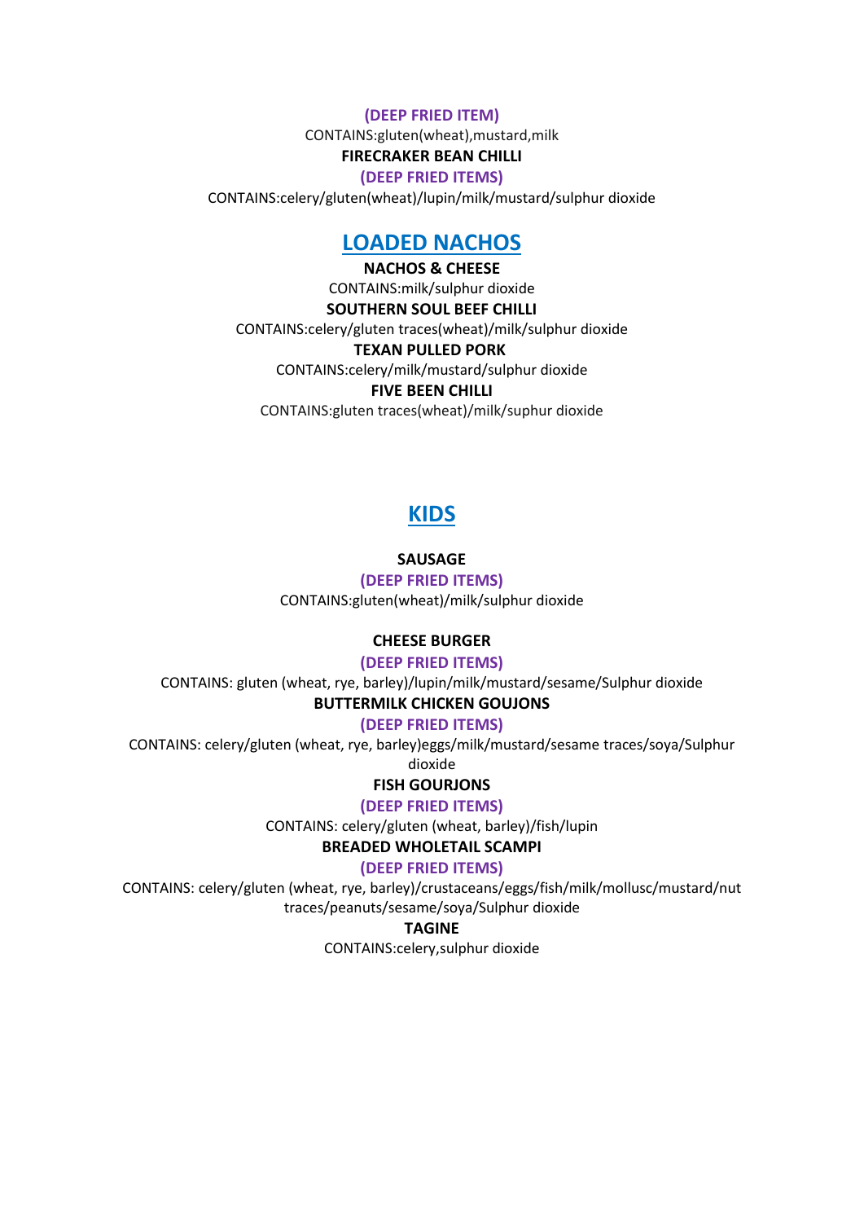**(DEEP FRIED ITEM)**

CONTAINS:gluten(wheat),mustard,milk

**FIRECRAKER BEAN CHILLI**

**(DEEP FRIED ITEMS)**

CONTAINS:celery/gluten(wheat)/lupin/milk/mustard/sulphur dioxide

## LOADED NACHOS

**NACHOS & CHEESE**

CONTAINS:milk/sulphur dioxide

**SOUTHERN SOUL BEEF CHILLI**

CONTAINS:celery/gluten traces(wheat)/milk/sulphur dioxide

**TEXAN PULLED PORK**

CONTAINS:celery/milk/mustard/sulphur dioxide

**FIVE BEEN CHILLI**

CONTAINS:gluten traces(wheat)/milk/suphur dioxide

## KIDS

**SAUSAGE**

**(DEEP FRIED ITEMS)**

CONTAINS:gluten(wheat)/milk/sulphur dioxide

**CHEESE BURGER**

**(DEEP FRIED ITEMS)**

CONTAINS: gluten (wheat, rye, barley)/lupin/milk/mustard/sesame/Sulphur dioxide

**BUTTERMILK CHICKEN GOUJONS**

**(DEEP FRIED ITEMS)**

CONTAINS: celery/gluten (wheat, rye, barley)eggs/milk/mustard/sesame traces/soya/Sulphur dioxide

**FISH GOURJONS**

**(DEEP FRIED ITEMS)**

CONTAINS: celery/gluten (wheat, barley)/fish/lupin

**BREADED WHOLETAIL SCAMPI**

**(DEEP FRIED ITEMS)**

CONTAINS: celery/gluten (wheat, rye, barley)/crustaceans/eggs/fish/milk/mollusc/mustard/nut traces/peanuts/sesame/soya/Sulphur dioxide

**TAGINE**

CONTAINS:celery,sulphur dioxide